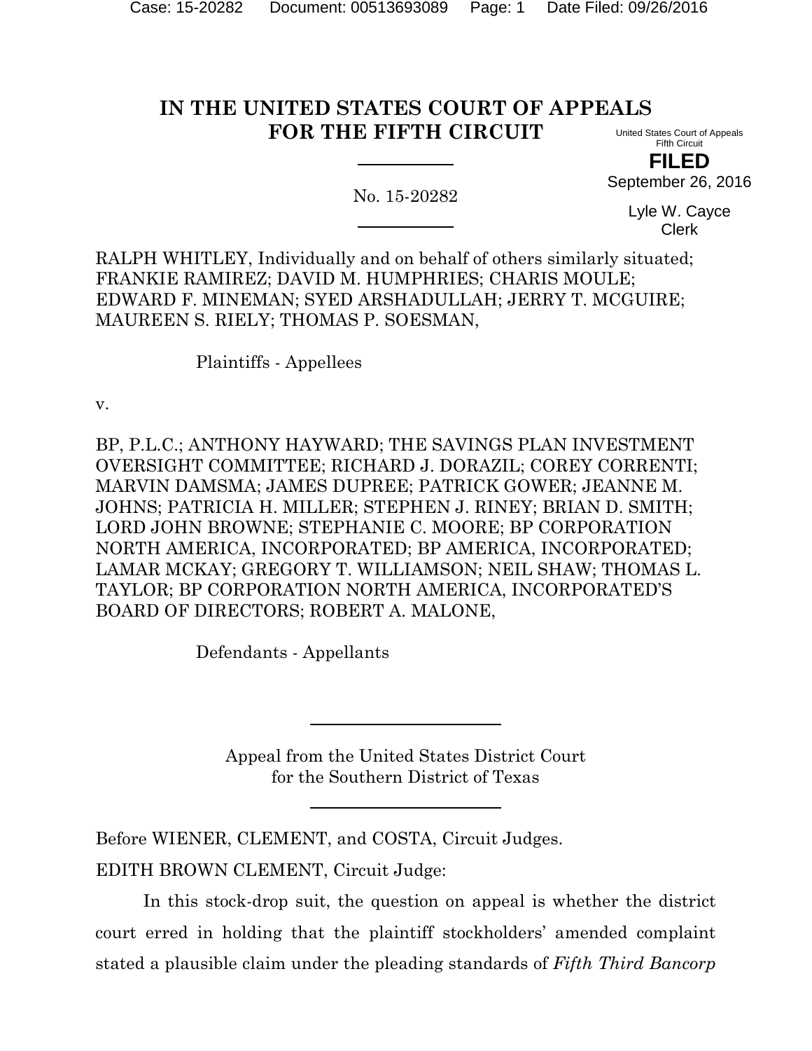# IN THE UNITED STATES COURT OF APPEALS FOR THE FIFTH CIRCUIT

United States Court of Appeals
Fifth Circuit

**FILED**

September 26, 2016

Lyle W. Cayce
Clerk

No. 15-20282

RALPH WHITLEY, Individually and on behalf of others similarly situated; FRANKIE RAMIREZ; DAVID M. HUMPHRIES; CHARIS MOULE; EDWARD F. MINEMAN; SYED ARSHADULLAH; JERRY T. MCGUIRE; MAUREEN S. RIELY; THOMAS P. SOESMAN,

Plaintiffs - Appellees

v.

BP, P.L.C.; ANTHONY HAYWARD; THE SAVINGS PLAN INVESTMENT OVERSIGHT COMMITTEE; RICHARD J. DORAZIL; COREY CORRENTI; MARVIN DAMSMA; JAMES DUPREE; PATRICK GOWER; JEANNE M. JOHNS; PATRICIA H. MILLER; STEPHEN J. RINEY; BRIAN D. SMITH; LORD JOHN BROWNE; STEPHANIE C. MOORE; BP CORPORATION NORTH AMERICA, INCORPORATED; BP AMERICA, INCORPORATED; LAMAR MCKAY; GREGORY T. WILLIAMSON; NEIL SHAW; THOMAS L. TAYLOR; BP CORPORATION NORTH AMERICA, INCORPORATED'S BOARD OF DIRECTORS; ROBERT A. MALONE,

Defendants - Appellants

Appeal from the United States District Court
for the Southern District of Texas

Before WIENER, CLEMENT, and COSTA, Circuit Judges.

EDITH BROWN CLEMENT, Circuit Judge:

In this stock-drop suit, the question on appeal is whether the district court erred in holding that the plaintiff stockholders' amended complaint stated a plausible claim under the pleading standards of *Fifth Third Bancorp*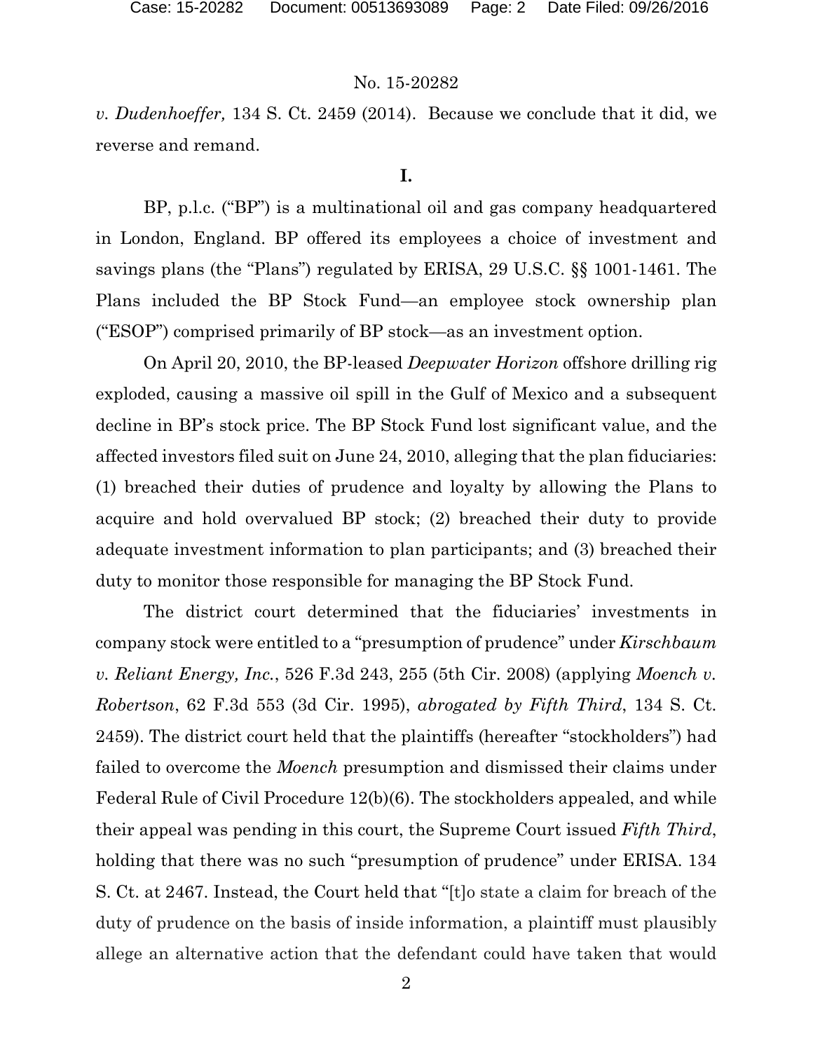*v. Dudenhoeffer,* 134 S. Ct. 2459 (2014). Because we conclude that it did, we reverse and remand.

**I.**

BP, p.l.c. ("BP") is a multinational oil and gas company headquartered in London, England. BP offered its employees a choice of investment and savings plans (the "Plans") regulated by ERISA, 29 U.S.C. §§ 1001-1461. The Plans included the BP Stock Fund—an employee stock ownership plan ("ESOP") comprised primarily of BP stock—as an investment option.

On April 20, 2010, the BP-leased *Deepwater Horizon* offshore drilling rig exploded, causing a massive oil spill in the Gulf of Mexico and a subsequent decline in BP's stock price. The BP Stock Fund lost significant value, and the affected investors filed suit on June 24, 2010, alleging that the plan fiduciaries: (1) breached their duties of prudence and loyalty by allowing the Plans to acquire and hold overvalued BP stock; (2) breached their duty to provide adequate investment information to plan participants; and (3) breached their duty to monitor those responsible for managing the BP Stock Fund.

The district court determined that the fiduciaries' investments in company stock were entitled to a "presumption of prudence" under *Kirschbaum v. Reliant Energy, Inc.*, 526 F.3d 243, 255 (5th Cir. 2008) (applying *Moench v. Robertson*, 62 F.3d 553 (3d Cir. 1995), *abrogated by Fifth Third*, 134 S. Ct. 2459). The district court held that the plaintiffs (hereafter "stockholders") had failed to overcome the *Moench* presumption and dismissed their claims under Federal Rule of Civil Procedure 12(b)(6). The stockholders appealed, and while their appeal was pending in this court, the Supreme Court issued *Fifth Third*, holding that there was no such "presumption of prudence" under ERISA. 134 S. Ct. at 2467. Instead, the Court held that "[t]o state a claim for breach of the duty of prudence on the basis of inside information, a plaintiff must plausibly allege an alternative action that the defendant could have taken that would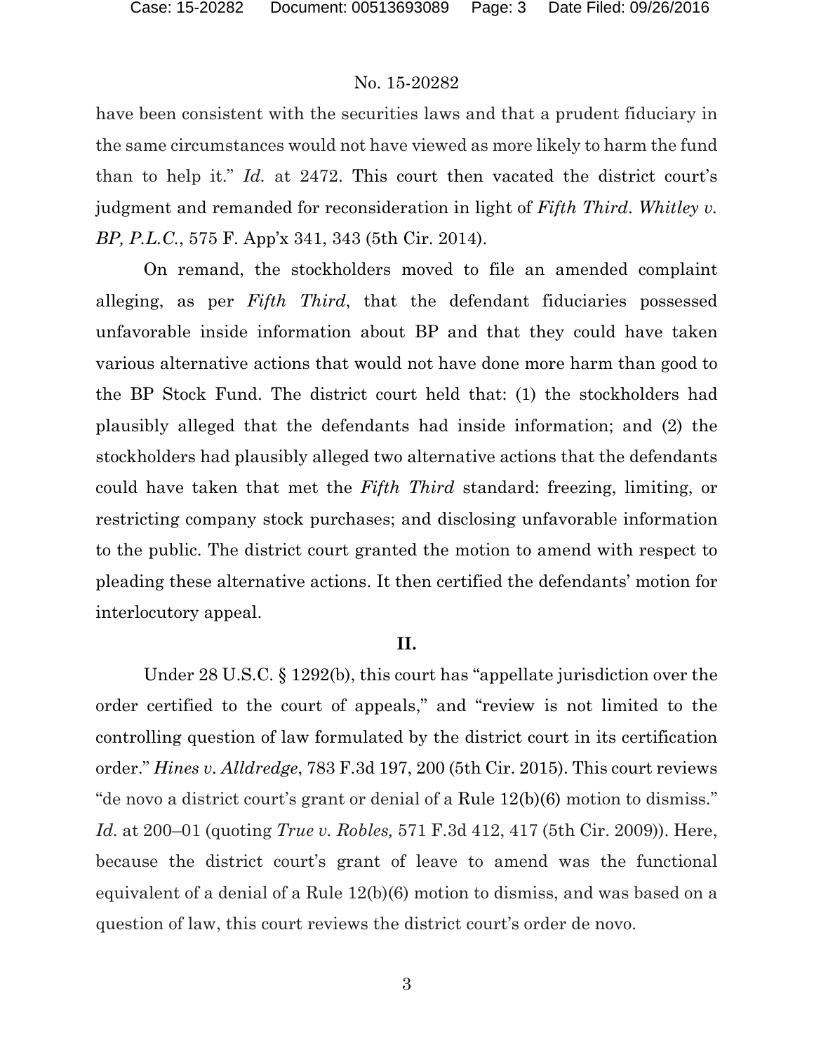have been consistent with the securities laws and that a prudent fiduciary in the same circumstances would not have viewed as more likely to harm the fund than to help it." *Id.* at 2472. This court then vacated the district court's judgment and remanded for reconsideration in light of *Fifth Third*. *Whitley v. BP, P.L.C.*, 575 F. App'x 341, 343 (5th Cir. 2014).

On remand, the stockholders moved to file an amended complaint alleging, as per *Fifth Third*, that the defendant fiduciaries possessed unfavorable inside information about BP and that they could have taken various alternative actions that would not have done more harm than good to the BP Stock Fund. The district court held that: (1) the stockholders had plausibly alleged that the defendants had inside information; and (2) the stockholders had plausibly alleged two alternative actions that the defendants could have taken that met the *Fifth Third* standard: freezing, limiting, or restricting company stock purchases; and disclosing unfavorable information to the public. The district court granted the motion to amend with respect to pleading these alternative actions. It then certified the defendants' motion for interlocutory appeal.

## II.

Under 28 U.S.C. § 1292(b), this court has "appellate jurisdiction over the order certified to the court of appeals," and "review is not limited to the controlling question of law formulated by the district court in its certification order." *Hines v. Alldredge*, 783 F.3d 197, 200 (5th Cir. 2015). This court reviews "de novo a district court's grant or denial of a Rule 12(b)(6) motion to dismiss." *Id.* at 200–01 (quoting *True v. Robles,* 571 F.3d 412, 417 (5th Cir. 2009)). Here, because the district court's grant of leave to amend was the functional equivalent of a denial of a Rule 12(b)(6) motion to dismiss, and was based on a question of law, this court reviews the district court's order de novo.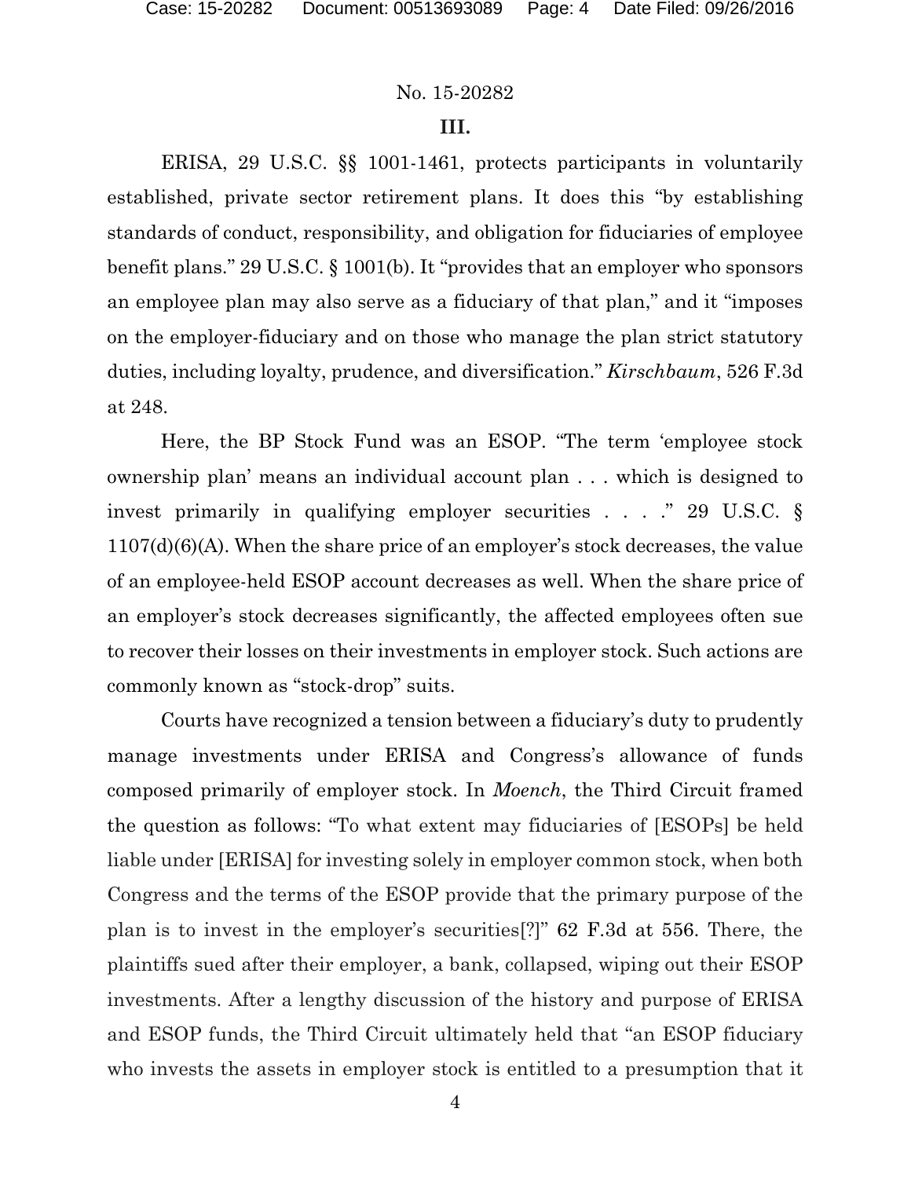### III.

ERISA, 29 U.S.C. §§ 1001-1461, protects participants in voluntarily established, private sector retirement plans. It does this "by establishing standards of conduct, responsibility, and obligation for fiduciaries of employee benefit plans." 29 U.S.C. § 1001(b). It "provides that an employer who sponsors an employee plan may also serve as a fiduciary of that plan," and it "imposes on the employer-fiduciary and on those who manage the plan strict statutory duties, including loyalty, prudence, and diversification." *Kirschbaum*, 526 F.3d at 248.

Here, the BP Stock Fund was an ESOP. "The term 'employee stock ownership plan' means an individual account plan . . . which is designed to invest primarily in qualifying employer securities . . . ." 29 U.S.C. § 1107(d)(6)(A). When the share price of an employer's stock decreases, the value of an employee-held ESOP account decreases as well. When the share price of an employer's stock decreases significantly, the affected employees often sue to recover their losses on their investments in employer stock. Such actions are commonly known as "stock-drop" suits.

Courts have recognized a tension between a fiduciary's duty to prudently manage investments under ERISA and Congress's allowance of funds composed primarily of employer stock. In *Moench*, the Third Circuit framed the question as follows: "To what extent may fiduciaries of [ESOPs] be held liable under [ERISA] for investing solely in employer common stock, when both Congress and the terms of the ESOP provide that the primary purpose of the plan is to invest in the employer's securities[?]" 62 F.3d at 556. There, the plaintiffs sued after their employer, a bank, collapsed, wiping out their ESOP investments. After a lengthy discussion of the history and purpose of ERISA and ESOP funds, the Third Circuit ultimately held that "an ESOP fiduciary who invests the assets in employer stock is entitled to a presumption that it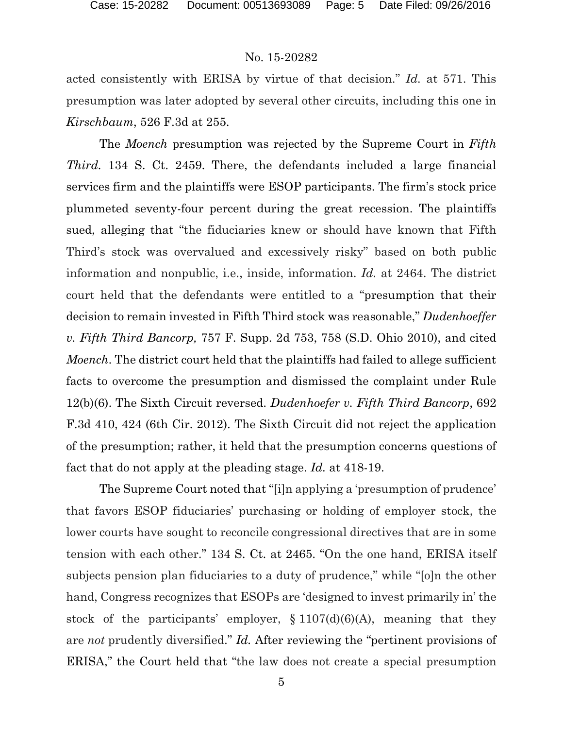acted consistently with ERISA by virtue of that decision." *Id.* at 571. This presumption was later adopted by several other circuits, including this one in *Kirschbaum*, 526 F.3d at 255.

The *Moench* presumption was rejected by the Supreme Court in *Fifth Third.* 134 S. Ct. 2459. There, the defendants included a large financial services firm and the plaintiffs were ESOP participants. The firm's stock price plummeted seventy-four percent during the great recession. The plaintiffs sued, alleging that "the fiduciaries knew or should have known that Fifth Third's stock was overvalued and excessively risky" based on both public information and nonpublic, i.e., inside, information. *Id.* at 2464. The district court held that the defendants were entitled to a "presumption that their decision to remain invested in Fifth Third stock was reasonable," *Dudenhoeffer v. Fifth Third Bancorp,* 757 F. Supp. 2d 753, 758 (S.D. Ohio 2010), and cited *Moench*. The district court held that the plaintiffs had failed to allege sufficient facts to overcome the presumption and dismissed the complaint under Rule 12(b)(6). The Sixth Circuit reversed. *Dudenhoefer v. Fifth Third Bancorp*, 692 F.3d 410, 424 (6th Cir. 2012). The Sixth Circuit did not reject the application of the presumption; rather, it held that the presumption concerns questions of fact that do not apply at the pleading stage. *Id.* at 418-19.

The Supreme Court noted that "[i]n applying a 'presumption of prudence' that favors ESOP fiduciaries' purchasing or holding of employer stock, the lower courts have sought to reconcile congressional directives that are in some tension with each other." 134 S. Ct. at 2465. "On the one hand, ERISA itself subjects pension plan fiduciaries to a duty of prudence," while "[o]n the other hand, Congress recognizes that ESOPs are 'designed to invest primarily in' the stock of the participants' employer, § 1107(d)(6)(A), meaning that they are *not* prudently diversified." *Id.* After reviewing the "pertinent provisions of ERISA," the Court held that "the law does not create a special presumption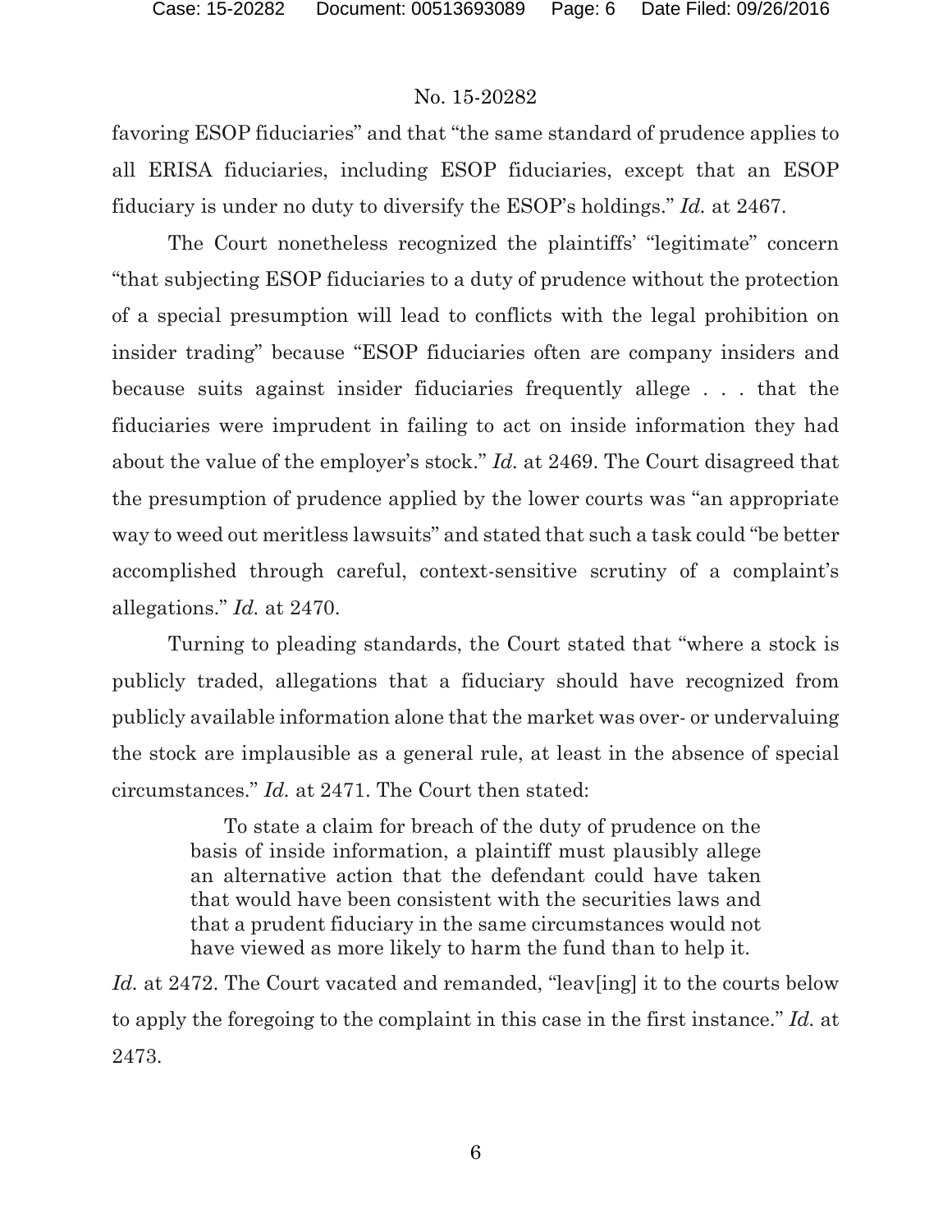favoring ESOP fiduciaries" and that "the same standard of prudence applies to all ERISA fiduciaries, including ESOP fiduciaries, except that an ESOP fiduciary is under no duty to diversify the ESOP's holdings." *Id.* at 2467.

The Court nonetheless recognized the plaintiffs' "legitimate" concern "that subjecting ESOP fiduciaries to a duty of prudence without the protection of a special presumption will lead to conflicts with the legal prohibition on insider trading" because "ESOP fiduciaries often are company insiders and because suits against insider fiduciaries frequently allege . . . that the fiduciaries were imprudent in failing to act on inside information they had about the value of the employer's stock." *Id.* at 2469. The Court disagreed that the presumption of prudence applied by the lower courts was "an appropriate way to weed out meritless lawsuits" and stated that such a task could "be better accomplished through careful, context-sensitive scrutiny of a complaint's allegations." *Id.* at 2470.

Turning to pleading standards, the Court stated that "where a stock is publicly traded, allegations that a fiduciary should have recognized from publicly available information alone that the market was over- or undervaluing the stock are implausible as a general rule, at least in the absence of special circumstances." *Id.* at 2471. The Court then stated:

> To state a claim for breach of the duty of prudence on the basis of inside information, a plaintiff must plausibly allege an alternative action that the defendant could have taken that would have been consistent with the securities laws and that a prudent fiduciary in the same circumstances would not have viewed as more likely to harm the fund than to help it.

*Id.* at 2472. The Court vacated and remanded, "leav[ing] it to the courts below to apply the foregoing to the complaint in this case in the first instance." *Id.* at 2473.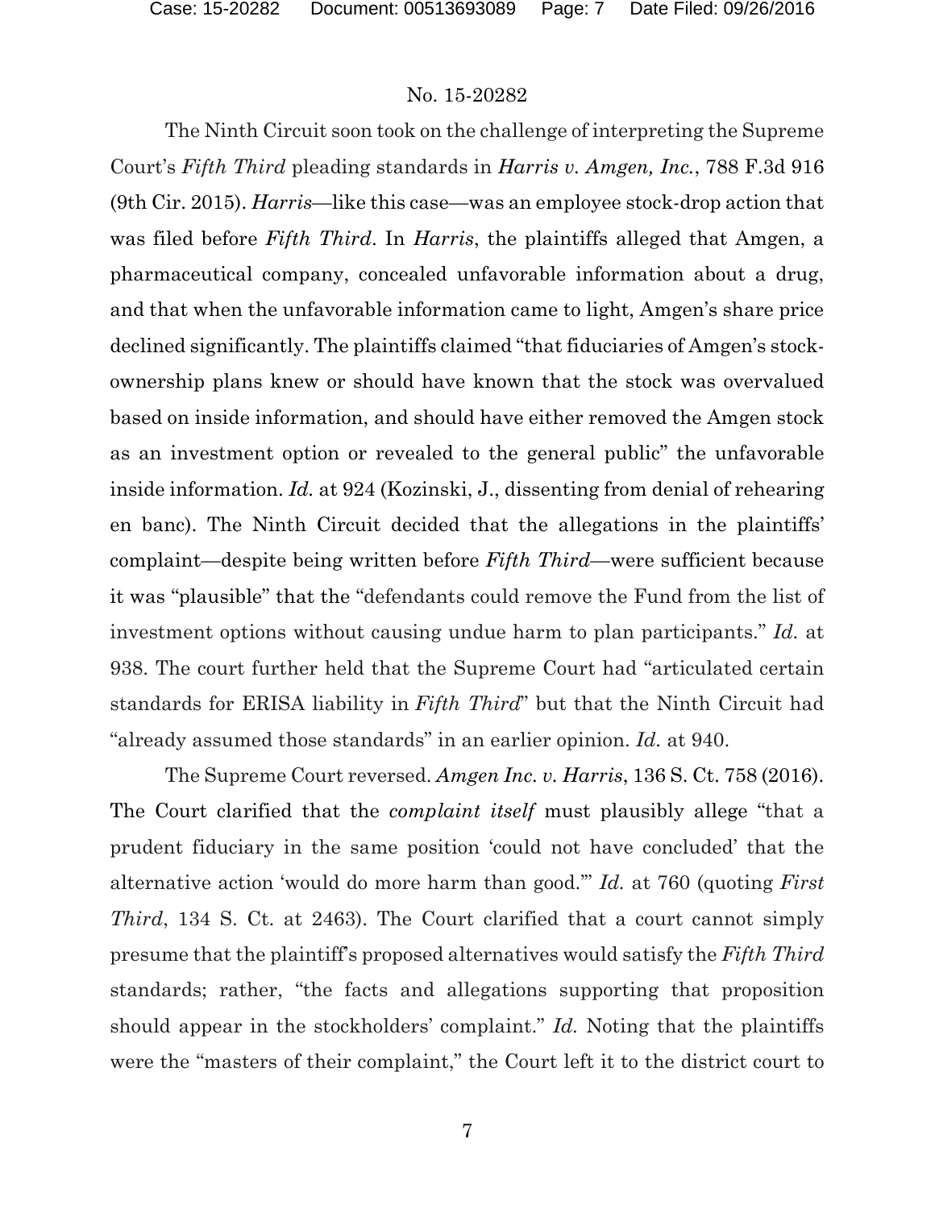No. 15-20282

The Ninth Circuit soon took on the challenge of interpreting the Supreme Court's *Fifth Third* pleading standards in ***Harris v. Amgen, Inc.***, 788 F.3d 916 (9th Cir. 2015). ***Harris***—like this case—was an employee stock-drop action that was filed before *Fifth Third*. In *Harris*, the plaintiffs alleged that Amgen, a pharmaceutical company, concealed unfavorable information about a drug, and that when the unfavorable information came to light, Amgen's share price declined significantly. The plaintiffs claimed "that fiduciaries of Amgen's stock-ownership plans knew or should have known that the stock was overvalued based on inside information, and should have either removed the Amgen stock as an investment option or revealed to the general public" the unfavorable inside information. *Id.* at 924 (Kozinski, J., dissenting from denial of rehearing en banc). The Ninth Circuit decided that the allegations in the plaintiffs' complaint—despite being written before *Fifth Third*—were sufficient because it was "plausible" that the "defendants could remove the Fund from the list of investment options without causing undue harm to plan participants." *Id.* at 938. The court further held that the Supreme Court had "articulated certain standards for ERISA liability in *Fifth Third*" but that the Ninth Circuit had "already assumed those standards" in an earlier opinion. *Id.* at 940.

The Supreme Court reversed. *Amgen Inc. v. Harris*, 136 S. Ct. 758 (2016). The Court clarified that the *complaint itself* must plausibly allege "that a prudent fiduciary in the same position 'could not have concluded' that the alternative action 'would do more harm than good.'" *Id.* at 760 (quoting *First Third*, 134 S. Ct. at 2463). The Court clarified that a court cannot simply presume that the plaintiff's proposed alternatives would satisfy the *Fifth Third* standards; rather, "the facts and allegations supporting that proposition should appear in the stockholders' complaint." *Id.* Noting that the plaintiffs were the "masters of their complaint," the Court left it to the district court to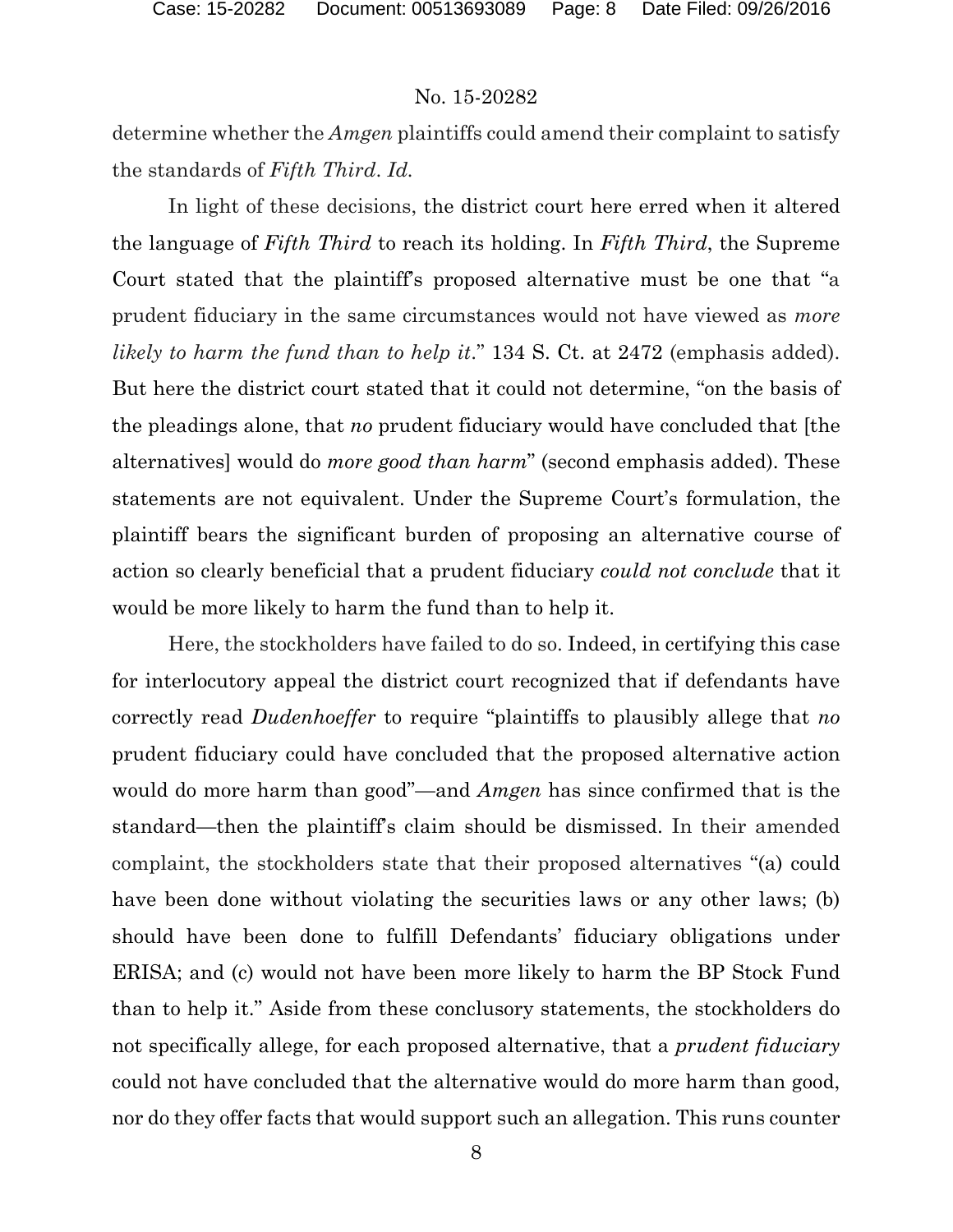determine whether the *Amgen* plaintiffs could amend their complaint to satisfy the standards of *Fifth Third*. *Id.*

In light of these decisions, the district court here erred when it altered the language of *Fifth Third* to reach its holding. In *Fifth Third*, the Supreme Court stated that the plaintiff's proposed alternative must be one that "a prudent fiduciary in the same circumstances would not have viewed as *more likely to harm the fund than to help it*." 134 S. Ct. at 2472 (emphasis added). But here the district court stated that it could not determine, "on the basis of the pleadings alone, that *no* prudent fiduciary would have concluded that [the alternatives] would do *more good than harm*" (second emphasis added). These statements are not equivalent. Under the Supreme Court's formulation, the plaintiff bears the significant burden of proposing an alternative course of action so clearly beneficial that a prudent fiduciary *could not conclude* that it would be more likely to harm the fund than to help it.

Here, the stockholders have failed to do so. Indeed, in certifying this case for interlocutory appeal the district court recognized that if defendants have correctly read *Dudenhoeffer* to require "plaintiffs to plausibly allege that *no* prudent fiduciary could have concluded that the proposed alternative action would do more harm than good"—and *Amgen* has since confirmed that is the standard—then the plaintiff's claim should be dismissed. In their amended complaint, the stockholders state that their proposed alternatives "(a) could have been done without violating the securities laws or any other laws; (b) should have been done to fulfill Defendants' fiduciary obligations under ERISA; and (c) would not have been more likely to harm the BP Stock Fund than to help it." Aside from these conclusory statements, the stockholders do not specifically allege, for each proposed alternative, that a *prudent fiduciary* could not have concluded that the alternative would do more harm than good, nor do they offer facts that would support such an allegation. This runs counter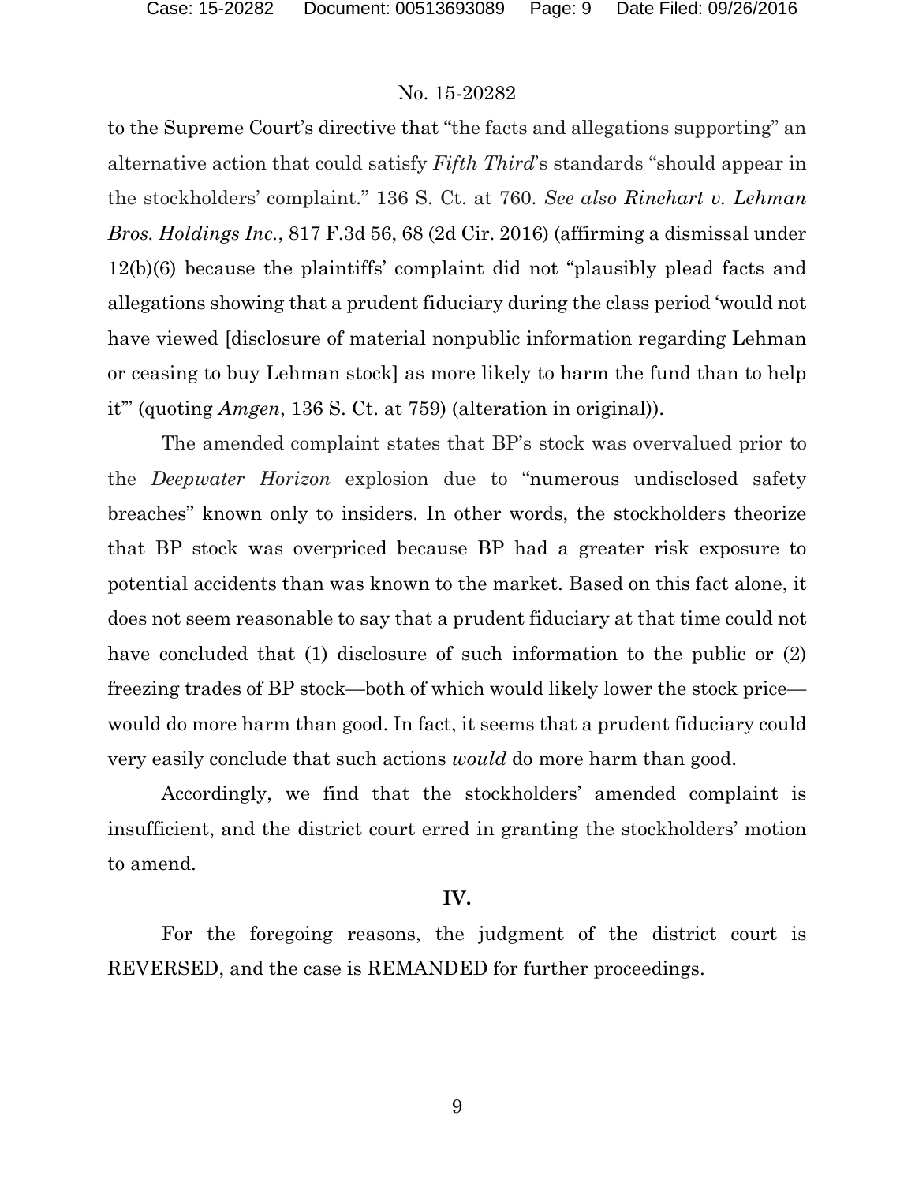to the Supreme Court's directive that "the facts and allegations supporting" an alternative action that could satisfy *Fifth Third*'s standards "should appear in the stockholders' complaint." 136 S. Ct. at 760. *See also Rinehart v. Lehman Bros. Holdings Inc.*, 817 F.3d 56, 68 (2d Cir. 2016) (affirming a dismissal under 12(b)(6) because the plaintiffs' complaint did not "plausibly plead facts and allegations showing that a prudent fiduciary during the class period 'would not have viewed [disclosure of material nonpublic information regarding Lehman or ceasing to buy Lehman stock] as more likely to harm the fund than to help it'" (quoting *Amgen*, 136 S. Ct. at 759) (alteration in original)).

The amended complaint states that BP's stock was overvalued prior to the *Deepwater Horizon* explosion due to "numerous undisclosed safety breaches" known only to insiders. In other words, the stockholders theorize that BP stock was overpriced because BP had a greater risk exposure to potential accidents than was known to the market. Based on this fact alone, it does not seem reasonable to say that a prudent fiduciary at that time could not have concluded that (1) disclosure of such information to the public or (2) freezing trades of BP stock—both of which would likely lower the stock price—would do more harm than good. In fact, it seems that a prudent fiduciary could very easily conclude that such actions *would* do more harm than good.

Accordingly, we find that the stockholders' amended complaint is insufficient, and the district court erred in granting the stockholders' motion to amend.

## IV.

For the foregoing reasons, the judgment of the district court is REVERSED, and the case is REMANDED for further proceedings.